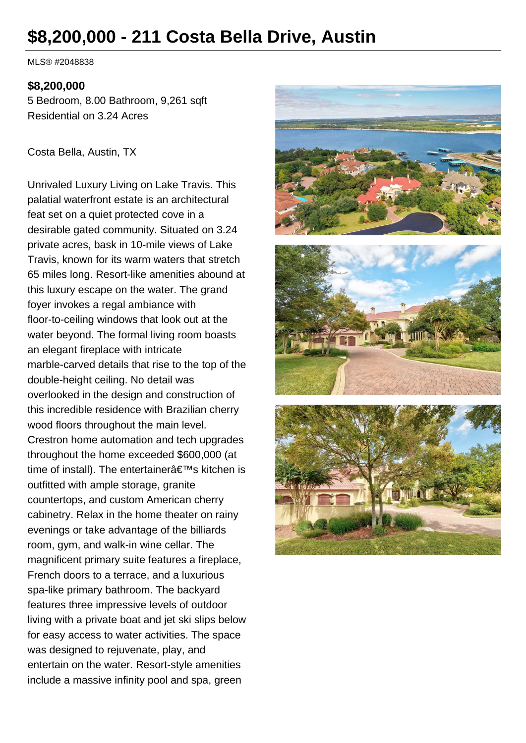# $8,200,000 - 211 Costa Bella Drive, Austin

MLS® #2048838

**$8,200,000**

5 Bedroom, 8.00 Bathroom, 9,261 sqft

Residential on 3.24 Acres

Costa Bella, Austin, TX

Unrivaled Luxury Living on Lake Travis. This palatial waterfront estate is an architectural feat set on a quiet protected cove in a desirable gated community. Situated on 3.24 private acres, bask in 10-mile views of Lake Travis, known for its warm waters that stretch 65 miles long. Resort-like amenities abound at this luxury escape on the water. The grand foyer invokes a regal ambiance with floor-to-ceiling windows that look out at the water beyond. The formal living room boasts an elegant fireplace with intricate marble-carved details that rise to the top of the double-height ceiling. No detail was overlooked in the design and construction of this incredible residence with Brazilian cherry wood floors throughout the main level. Crestron home automation and tech upgrades throughout the home exceeded $600,000 (at time of install). The entertainerâ€™s kitchen is outfitted with ample storage, granite countertops, and custom American cherry cabinetry. Relax in the home theater on rainy evenings or take advantage of the billiards room, gym, and walk-in wine cellar. The magnificent primary suite features a fireplace, French doors to a terrace, and a luxurious spa-like primary bathroom. The backyard features three impressive levels of outdoor living with a private boat and jet ski slips below for easy access to water activities. The space was designed to rejuvenate, play, and entertain on the water. Resort-style amenities include a massive infinity pool and spa, green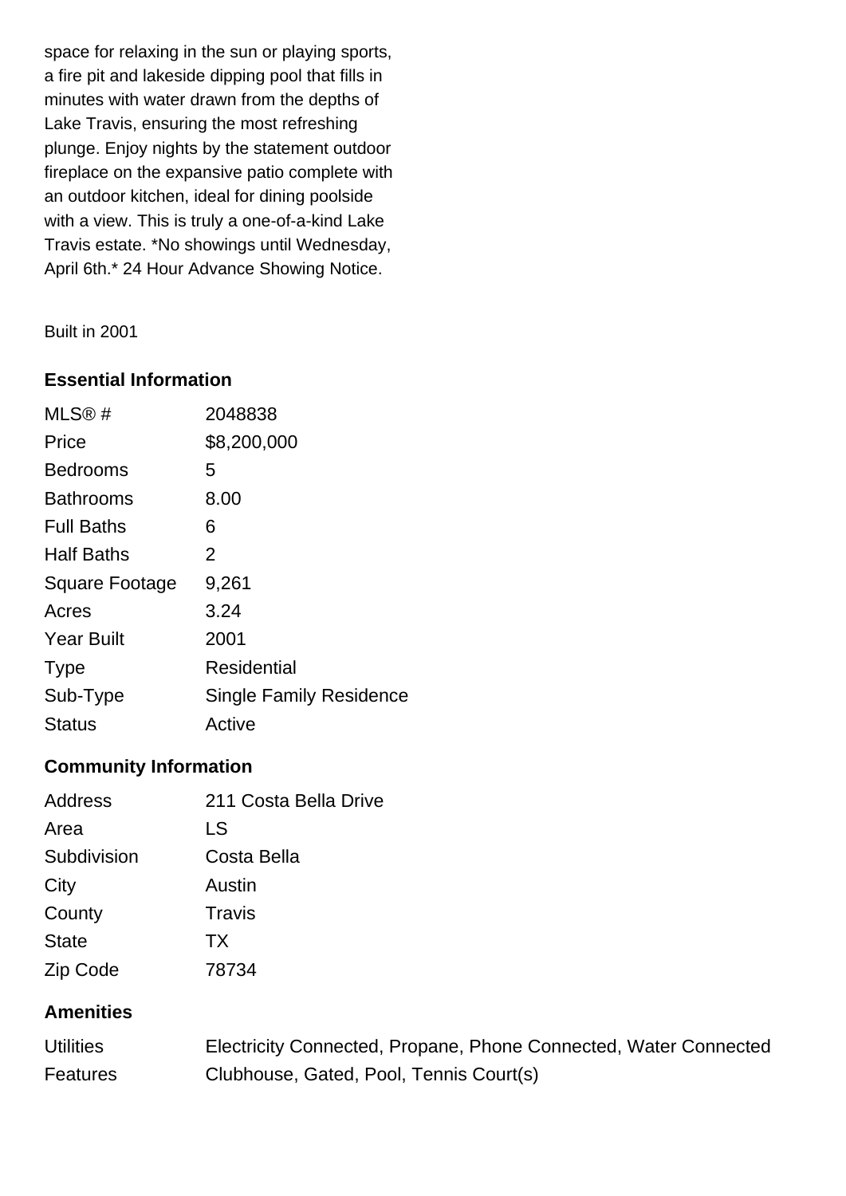space for relaxing in the sun or playing sports, a fire pit and lakeside dipping pool that fills in minutes with water drawn from the depths of Lake Travis, ensuring the most refreshing plunge. Enjoy nights by the statement outdoor fireplace on the expansive patio complete with an outdoor kitchen, ideal for dining poolside with a view. This is truly a one-of-a-kind Lake Travis estate. *No showings until Wednesday, April 6th.* 24 Hour Advance Showing Notice.

Built in 2001

## Essential Information

| | |
|---|---|
| MLS® # | 2048838 |
| Price | $8,200,000 |
| Bedrooms | 5 |
| Bathrooms | 8.00 |
| Full Baths | 6 |
| Half Baths | 2 |
| Square Footage | 9,261 |
| Acres | 3.24 |
| Year Built | 2001 |
| Type | Residential |
| Sub-Type | Single Family Residence |
| Status | Active |

## Community Information

| | |
|---|---|
| Address | 211 Costa Bella Drive |
| Area | LS |
| Subdivision | Costa Bella |
| City | Austin |
| County | Travis |
| State | TX |
| Zip Code | 78734 |

## Amenities

| | |
|---|---|
| Utilities | Electricity Connected, Propane, Phone Connected, Water Connected |
| Features | Clubhouse, Gated, Pool, Tennis Court(s) |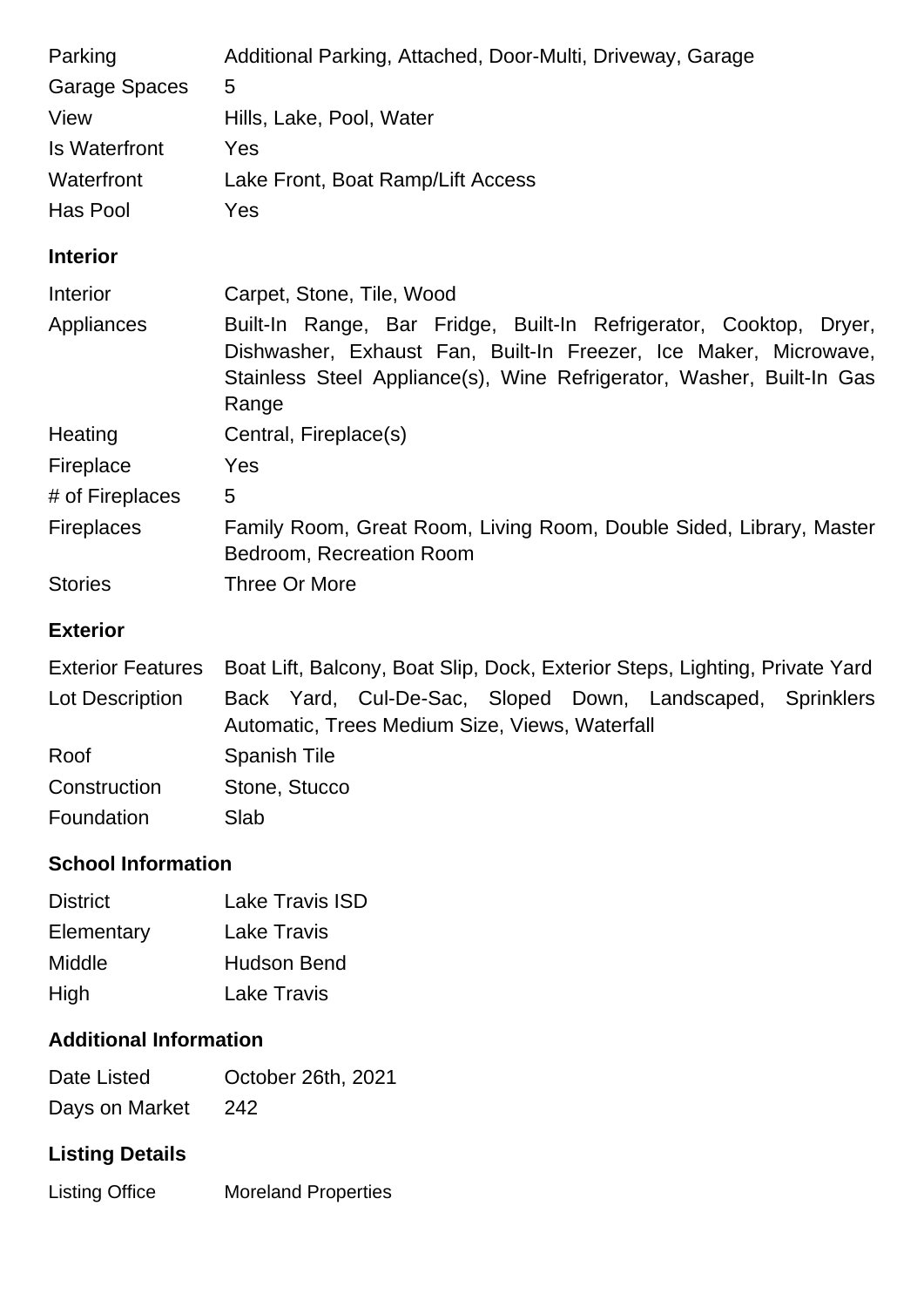| | |
|---|---|
| Parking | Additional Parking, Attached, Door-Multi, Driveway, Garage |
| Garage Spaces | 5 |
| View | Hills, Lake, Pool, Water |
| Is Waterfront | Yes |
| Waterfront | Lake Front, Boat Ramp/Lift Access |
| Has Pool | Yes |

### Interior

| | |
|---|---|
| Interior | Carpet, Stone, Tile, Wood |
| Appliances | Built-In Range, Bar Fridge, Built-In Refrigerator, Cooktop, Dryer, Dishwasher, Exhaust Fan, Built-In Freezer, Ice Maker, Microwave, Stainless Steel Appliance(s), Wine Refrigerator, Washer, Built-In Gas Range |
| Heating | Central, Fireplace(s) |
| Fireplace | Yes |
| # of Fireplaces | 5 |
| Fireplaces | Family Room, Great Room, Living Room, Double Sided, Library, Master Bedroom, Recreation Room |
| Stories | Three Or More |

### Exterior

| | |
|---|---|
| Exterior Features | Boat Lift, Balcony, Boat Slip, Dock, Exterior Steps, Lighting, Private Yard |
| Lot Description | Back Yard, Cul-De-Sac, Sloped Down, Landscaped, Sprinklers Automatic, Trees Medium Size, Views, Waterfall |
| Roof | Spanish Tile |
| Construction | Stone, Stucco |
| Foundation | Slab |

### School Information

| | |
|---|---|
| District | Lake Travis ISD |
| Elementary | Lake Travis |
| Middle | Hudson Bend |
| High | Lake Travis |

### Additional Information

| | |
|---|---|
| Date Listed | October 26th, 2021 |
| Days on Market | 242 |

### Listing Details

| | |
|---|---|
| Listing Office | Moreland Properties |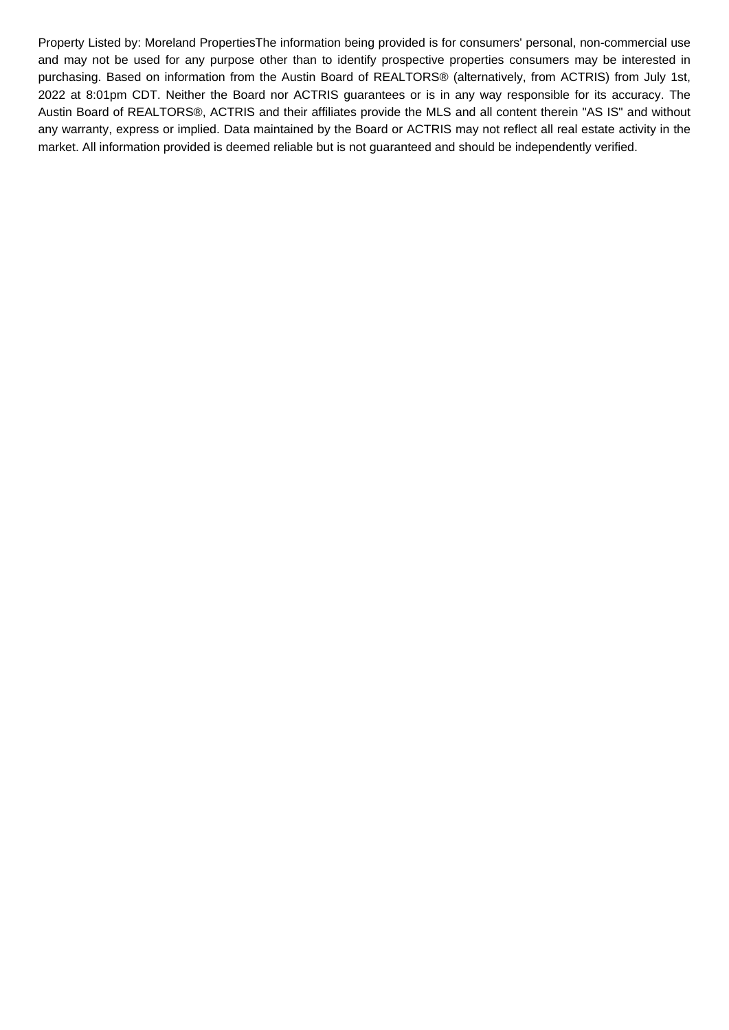Property Listed by: Moreland PropertiesThe information being provided is for consumers' personal, non-commercial use and may not be used for any purpose other than to identify prospective properties consumers may be interested in purchasing. Based on information from the Austin Board of REALTORS® (alternatively, from ACTRIS) from July 1st, 2022 at 8:01pm CDT. Neither the Board nor ACTRIS guarantees or is in any way responsible for its accuracy. The Austin Board of REALTORS®, ACTRIS and their affiliates provide the MLS and all content therein "AS IS" and without any warranty, express or implied. Data maintained by the Board or ACTRIS may not reflect all real estate activity in the market. All information provided is deemed reliable but is not guaranteed and should be independently verified.